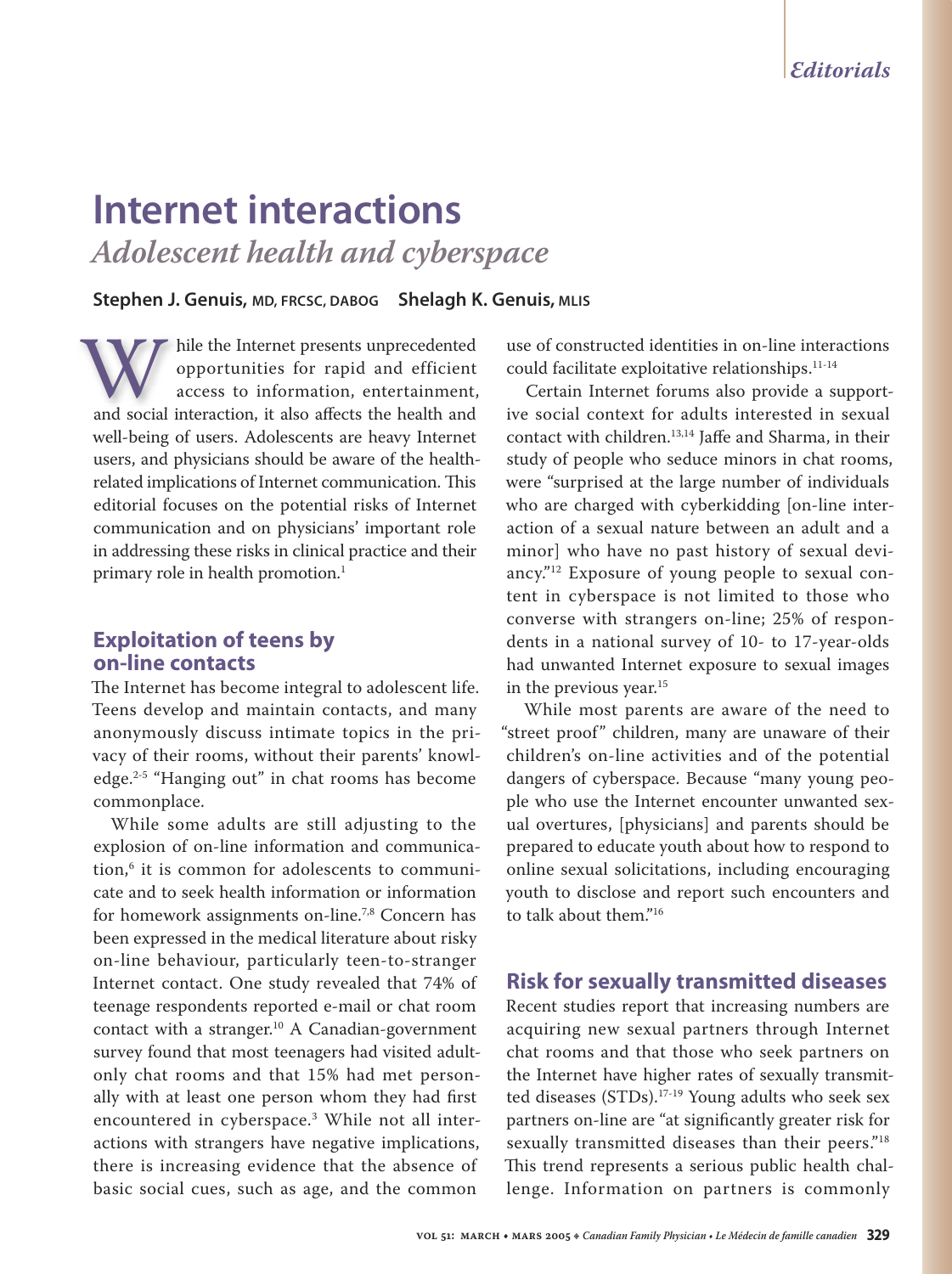# Internet interactions

## *Adolescent health and cyberspace*

**Stephen J. Genuis,** MD, FRCSC, DABOG **Shelagh K. Genuis,** MLIS

While the Internet presents unprecedented opportunities for rapid and efficient access to information, entertainment, and social interaction, it also affects the health and well-being of users. Adolescents are heavy Internet users, and physicians should be aware of the health-related implications of Internet communication. This editorial focuses on the potential risks of Internet communication and on physicians' important role in addressing these risks in clinical practice and their primary role in health promotion.[1]

### Exploitation of teens by on-line contacts

The Internet has become integral to adolescent life. Teens develop and maintain contacts, and many anonymously discuss intimate topics in the privacy of their rooms, without their parents' knowledge.[2-5] "Hanging out" in chat rooms has become commonplace.

While some adults are still adjusting to the explosion of on-line information and communication,[6] it is common for adolescents to communicate and to seek health information or information for homework assignments on-line.[7,8] Concern has been expressed in the medical literature about risky on-line behaviour, particularly teen-to-stranger Internet contact. One study revealed that 74% of teenage respondents reported e-mail or chat room contact with a stranger.[10] A Canadian-government survey found that most teenagers had visited adult-only chat rooms and that 15% had met personally with at least one person whom they had first encountered in cyberspace.[3] While not all interactions with strangers have negative implications, there is increasing evidence that the absence of basic social cues, such as age, and the common use of constructed identities in on-line interactions could facilitate exploitative relationships.[11-14]

Certain Internet forums also provide a supportive social context for adults interested in sexual contact with children.[13,14] Jaffe and Sharma, in their study of people who seduce minors in chat rooms, were "surprised at the large number of individuals who are charged with cyberkidding [on-line interaction of a sexual nature between an adult and a minor] who have no past history of sexual deviancy."[12] Exposure of young people to sexual content in cyberspace is not limited to those who converse with strangers on-line; 25% of respondents in a national survey of 10- to 17-year-olds had unwanted Internet exposure to sexual images in the previous year.[15]

While most parents are aware of the need to "street proof" children, many are unaware of their children's on-line activities and of the potential dangers of cyberspace. Because "many young people who use the Internet encounter unwanted sexual overtures, [physicians] and parents should be prepared to educate youth about how to respond to online sexual solicitations, including encouraging youth to disclose and report such encounters and to talk about them."[16]

### Risk for sexually transmitted diseases

Recent studies report that increasing numbers are acquiring new sexual partners through Internet chat rooms and that those who seek partners on the Internet have higher rates of sexually transmitted diseases (STDs).[17-19] Young adults who seek sex partners on-line are "at significantly greater risk for sexually transmitted diseases than their peers."[18] This trend represents a serious public health challenge. Information on partners is commonly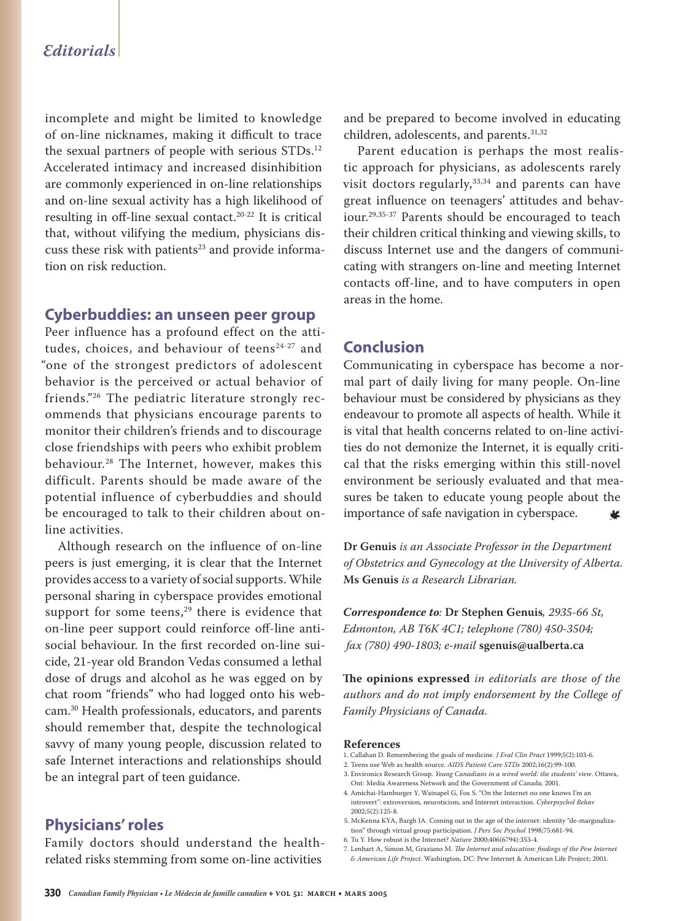incomplete and might be limited to knowledge of on-line nicknames, making it difficult to trace the sexual partners of people with serious STDs.[12] Accelerated intimacy and increased disinhibition are commonly experienced in on-line relationships and on-line sexual activity has a high likelihood of resulting in off-line sexual contact.[20-22] It is critical that, without vilifying the medium, physicians discuss these risk with patients[23] and provide information on risk reduction.

## Cyberbuddies: an unseen peer group

Peer influence has a profound effect on the attitudes, choices, and behaviour of teens[24-27] and "one of the strongest predictors of adolescent behavior is the perceived or actual behavior of friends."[26] The pediatric literature strongly recommends that physicians encourage parents to monitor their children's friends and to discourage close friendships with peers who exhibit problem behaviour.[28] The Internet, however, makes this difficult. Parents should be made aware of the potential influence of cyberbuddies and should be encouraged to talk to their children about on-line activities.

Although research on the influence of on-line peers is just emerging, it is clear that the Internet provides access to a variety of social supports. While personal sharing in cyberspace provides emotional support for some teens,[29] there is evidence that on-line peer support could reinforce off-line antisocial behaviour. In the first recorded on-line suicide, 21-year old Brandon Vedas consumed a lethal dose of drugs and alcohol as he was egged on by chat room "friends" who had logged onto his webcam.[30] Health professionals, educators, and parents should remember that, despite the technological savvy of many young people, discussion related to safe Internet interactions and relationships should be an integral part of teen guidance.

## Physicians' roles

Family doctors should understand the health-related risks stemming from some on-line activities and be prepared to become involved in educating children, adolescents, and parents.[31,32]

Parent education is perhaps the most realistic approach for physicians, as adolescents rarely visit doctors regularly,[33,34] and parents can have great influence on teenagers' attitudes and behaviour.[29,35-37] Parents should be encouraged to teach their children critical thinking and viewing skills, to discuss Internet use and the dangers of communicating with strangers on-line and meeting Internet contacts off-line, and to have computers in open areas in the home.

## Conclusion

Communicating in cyberspace has become a normal part of daily living for many people. On-line behaviour must be considered by physicians as they endeavour to promote all aspects of health. While it is vital that health concerns related to on-line activities do not demonize the Internet, it is equally critical that the risks emerging within this still-novel environment be seriously evaluated and that measures be taken to educate young people about the importance of safe navigation in cyberspace.

**Dr Genuis** *is an Associate Professor in the Department of Obstetrics and Gynecology at the University of Alberta.* **Ms Genuis** *is a Research Librarian.*

***Correspondence to:*** **Dr Stephen Genuis***, 2935-66 St, Edmonton, AB T6K 4C1; telephone (780) 450-3504; fax (780) 490-1803; e-mail* **sgenuis@ualberta.ca**

**The opinions expressed** *in editorials are those of the authors and do not imply endorsement by the College of Family Physicians of Canada.*

### References

1. Callahan D. Remembering the goals of medicine. *J Eval Clin Pract* 1999;5(2):103-6.
2. Teens use Web as health source. *AIDS Patient Care STDs* 2002;16(2):99-100.
3. Environics Research Group. *Young Canadians in a wired world: the students' view*. Ottawa, Ont: Media Awareness Network and the Government of Canada; 2001.
4. Amichai-Hamburger Y, Wainapel G, Fox S. "On the Internet no one knows I'm an introvert": extroversion, neuroticism, and Internet interaction. *Cyberpsychol Behav* 2002;5(2):125-8.
5. McKenna KYA, Bargh JA. Coming out in the age of the internet: identity "de-marginalization" through virtual group participation. *J Pers Soc Psychol* 1998;75:681-94.
6. Tu Y. How robust is the Internet? *Nature* 2000;406(6794):353-4.
7. Lenhart A, Simon M, Graziano M. *The Internet and education: findings of the Pew Internet & American Life Project*. Washington, DC: Pew Internet & American Life Project; 2001.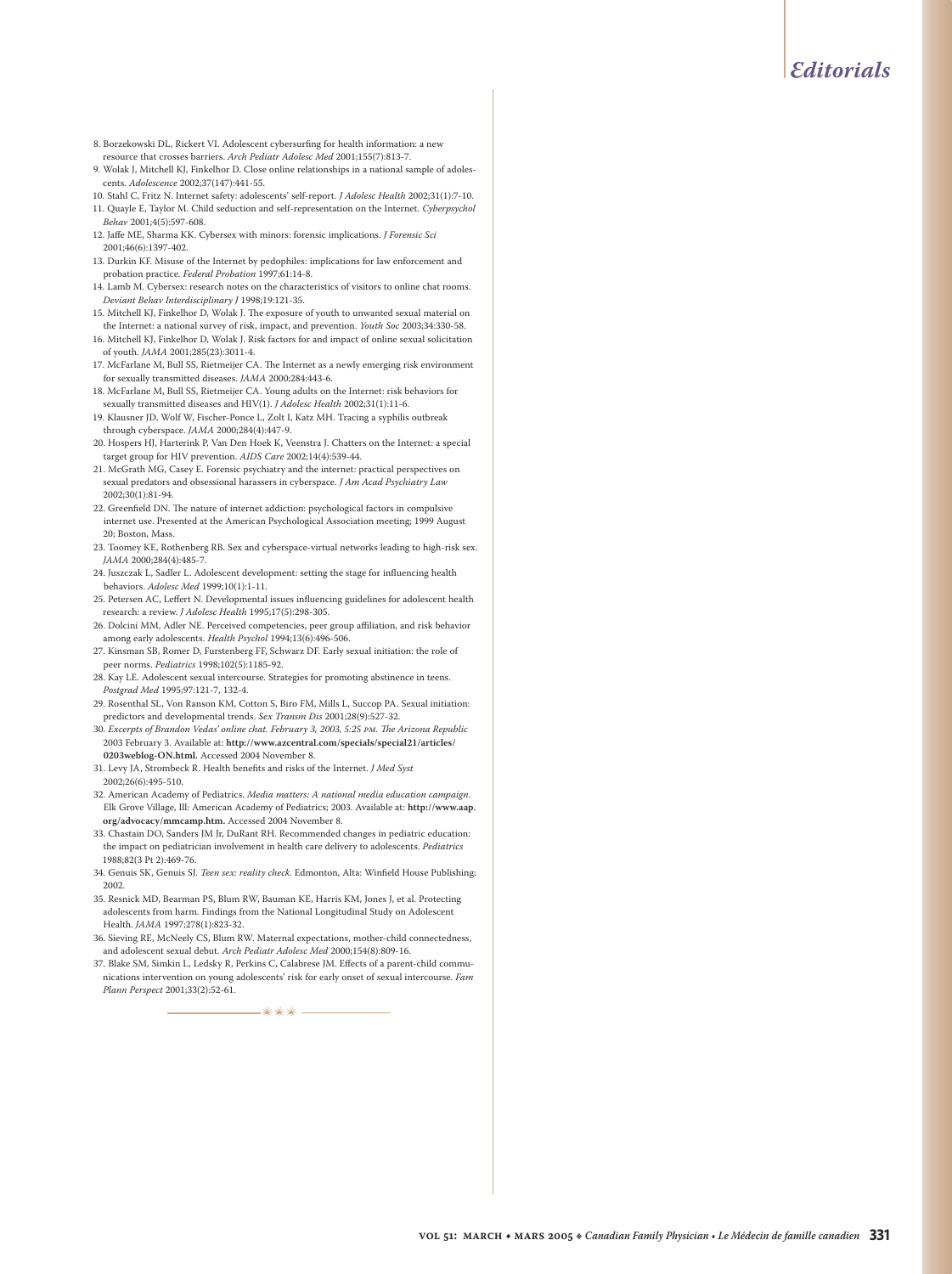8. Borzekowski DL, Rickert VI. Adolescent cybersurfing for health information: a new resource that crosses barriers. *Arch Pediatr Adolesc Med* 2001;155(7):813-7.
9. Wolak J, Mitchell KJ, Finkelhor D. Close online relationships in a national sample of adolescents. *Adolescence* 2002;37(147):441-55.
10. Stahl C, Fritz N. Internet safety: adolescents' self-report. *J Adolesc Health* 2002;31(1):7-10.
11. Quayle E, Taylor M. Child seduction and self-representation on the Internet. *Cyberpsychol Behav* 2001;4(5):597-608.
12. Jaffe ME, Sharma KK. Cybersex with minors: forensic implications. *J Forensic Sci* 2001;46(6):1397-402.
13. Durkin KF. Misuse of the Internet by pedophiles: implications for law enforcement and probation practice. *Federal Probation* 1997;61:14-8.
14. Lamb M. Cybersex: research notes on the characteristics of visitors to online chat rooms. *Deviant Behav Interdisciplinary J* 1998;19:121-35.
15. Mitchell KJ, Finkelhor D, Wolak J. The exposure of youth to unwanted sexual material on the Internet: a national survey of risk, impact, and prevention. *Youth Soc* 2003;34:330-58.
16. Mitchell KJ, Finkelhor D, Wolak J. Risk factors for and impact of online sexual solicitation of youth. *JAMA* 2001;285(23):3011-4.
17. McFarlane M, Bull SS, Rietmeijer CA. The Internet as a newly emerging risk environment for sexually transmitted diseases. *JAMA* 2000;284:443-6.
18. McFarlane M, Bull SS, Rietmeijer CA. Young adults on the Internet: risk behaviors for sexually transmitted diseases and HIV(1). *J Adolesc Health* 2002;31(1):11-6.
19. Klausner JD, Wolf W, Fischer-Ponce L, Zolt I, Katz MH. Tracing a syphilis outbreak through cyberspace. *JAMA* 2000;284(4):447-9.
20. Hospers HJ, Harterink P, Van Den Hoek K, Veenstra J. Chatters on the Internet: a special target group for HIV prevention. *AIDS Care* 2002;14(4):539-44.
21. McGrath MG, Casey E. Forensic psychiatry and the internet: practical perspectives on sexual predators and obsessional harassers in cyberspace. *J Am Acad Psychiatry Law* 2002;30(1):81-94.
22. Greenfield DN. The nature of internet addiction: psychological factors in compulsive internet use. Presented at the American Psychological Association meeting; 1999 August 20; Boston, Mass.
23. Toomey KE, Rothenberg RB. Sex and cyberspace-virtual networks leading to high-risk sex. *JAMA* 2000;284(4):485-7.
24. Juszczak L, Sadler L. Adolescent development: setting the stage for influencing health behaviors. *Adolesc Med* 1999;10(1):1-11.
25. Petersen AC, Leffert N. Developmental issues influencing guidelines for adolescent health research: a review. *J Adolesc Health* 1995;17(5):298-305.
26. Dolcini MM, Adler NE. Perceived competencies, peer group affiliation, and risk behavior among early adolescents. *Health Psychol* 1994;13(6):496-506.
27. Kinsman SB, Romer D, Furstenberg FF, Schwarz DF. Early sexual initiation: the role of peer norms. *Pediatrics* 1998;102(5):1185-92.
28. Kay LE. Adolescent sexual intercourse. Strategies for promoting abstinence in teens. *Postgrad Med* 1995;97:121-7, 132-4.
29. Rosenthal SL, Von Ranson KM, Cotton S, Biro FM, Mills L, Succop PA. Sexual initiation: predictors and developmental trends. *Sex Transm Dis* 2001;28(9):527-32.
30. *Excerpts of Brandon Vedas' online chat. February 3, 2003, 5:25 PM. The Arizona Republic* 2003 February 3. Available at: **http://www.azcentral.com/specials/special21/articles/0203weblog-ON.html.** Accessed 2004 November 8.
31. Levy JA, Strombeck R. Health benefits and risks of the Internet. *J Med Syst* 2002;26(6):495-510.
32. American Academy of Pediatrics. *Media matters: A national media education campaign.* Elk Grove Village, Ill: American Academy of Pediatrics; 2003. Available at: **http://www.aap.org/advocacy/mmcamp.htm.** Accessed 2004 November 8.
33. Chastain DO, Sanders JM Jr, DuRant RH. Recommended changes in pediatric education: the impact on pediatrician involvement in health care delivery to adolescents. *Pediatrics* 1988;82(3 Pt 2):469-76.
34. Genuis SK, Genuis SJ. *Teen sex: reality check.* Edmonton, Alta: Winfield House Publishing; 2002.
35. Resnick MD, Bearman PS, Blum RW, Bauman KE, Harris KM, Jones J, et al. Protecting adolescents from harm. Findings from the National Longitudinal Study on Adolescent Health. *JAMA* 1997;278(1):823-32.
36. Sieving RE, McNeely CS, Blum RW. Maternal expectations, mother-child connectedness, and adolescent sexual debut. *Arch Pediatr Adolesc Med* 2000;154(8):809-16.
37. Blake SM, Simkin L, Ledsky R, Perkins C, Calabrese JM. Effects of a parent-child communications intervention on young adolescents' risk for early onset of sexual intercourse. *Fam Plann Perspect* 2001;33(2):52-61.